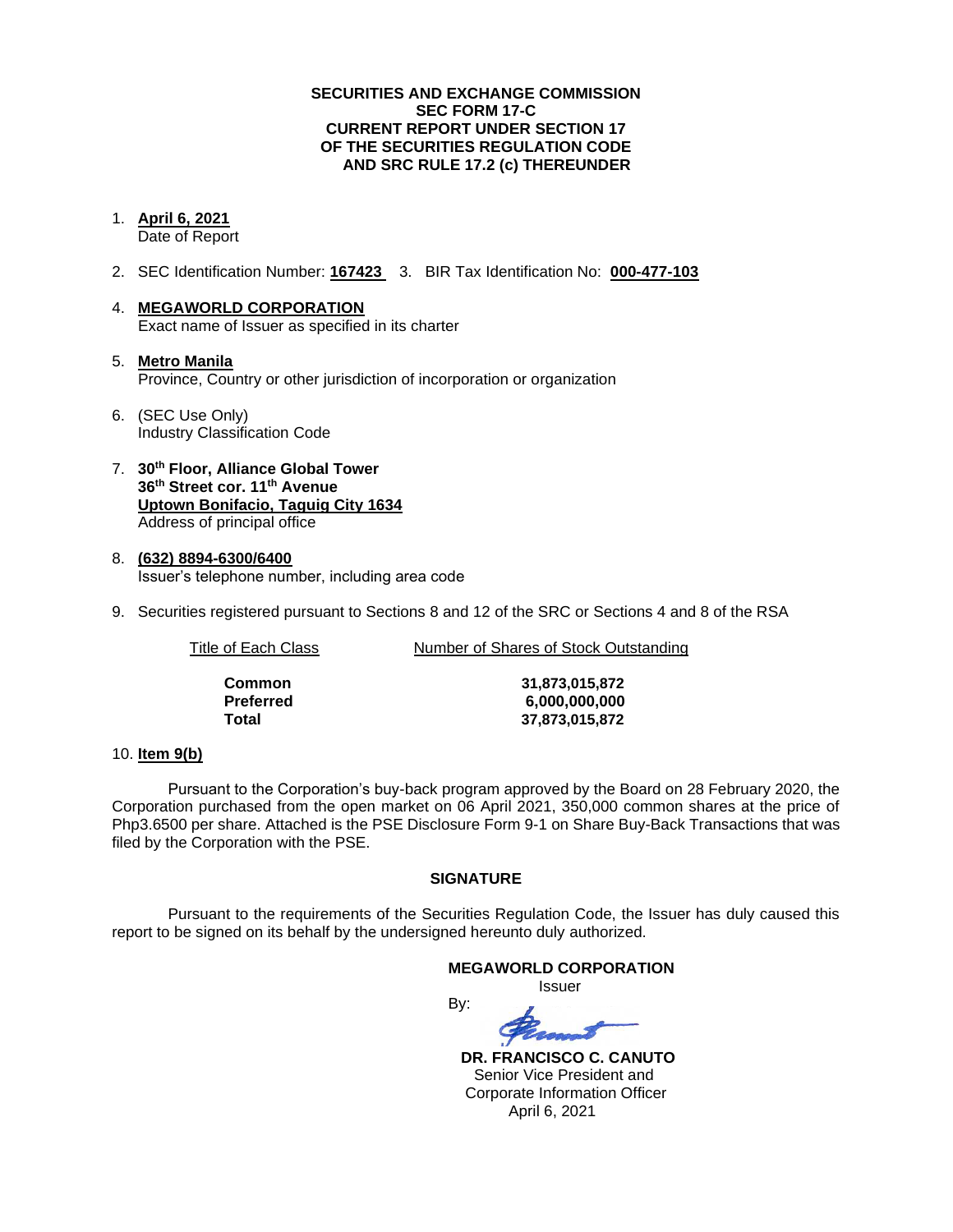**SECURITIES AND EXCHANGE COMMISSION**
**SEC FORM 17-C**
**CURRENT REPORT UNDER SECTION 17**
**OF THE SECURITIES REGULATION CODE**
**AND SRC RULE 17.2 (c) THEREUNDER**

1. **April 6, 2021**
   Date of Report

2. SEC Identification Number: **167423** 3. BIR Tax Identification No: **000-477-103**

4. **MEGAWORLD CORPORATION**
   Exact name of Issuer as specified in its charter

5. **Metro Manila**
   Province, Country or other jurisdiction of incorporation or organization

6. (SEC Use Only)
   Industry Classification Code

7. **30th Floor, Alliance Global Tower**
   **36th Street cor. 11th Avenue**
   **Uptown Bonifacio, Taguig City 1634**
   Address of principal office

8. **(632) 8894-6300/6400**
   Issuer's telephone number, including area code

9. Securities registered pursuant to Sections 8 and 12 of the SRC or Sections 4 and 8 of the RSA

| Title of Each Class | Number of Shares of Stock Outstanding |
|---|---|
| **Common** | **31,873,015,872** |
| **Preferred** | **6,000,000,000** |
| **Total** | **37,873,015,872** |

10. **Item 9(b)**

Pursuant to the Corporation's buy-back program approved by the Board on 28 February 2020, the Corporation purchased from the open market on 06 April 2021, 350,000 common shares at the price of Php3.6500 per share. Attached is the PSE Disclosure Form 9-1 on Share Buy-Back Transactions that was filed by the Corporation with the PSE.

**SIGNATURE**

Pursuant to the requirements of the Securities Regulation Code, the Issuer has duly caused this report to be signed on its behalf by the undersigned hereunto duly authorized.

**MEGAWORLD CORPORATION**
Issuer

By:

**DR. FRANCISCO C. CANUTO**
Senior Vice President and
Corporate Information Officer
April 6, 2021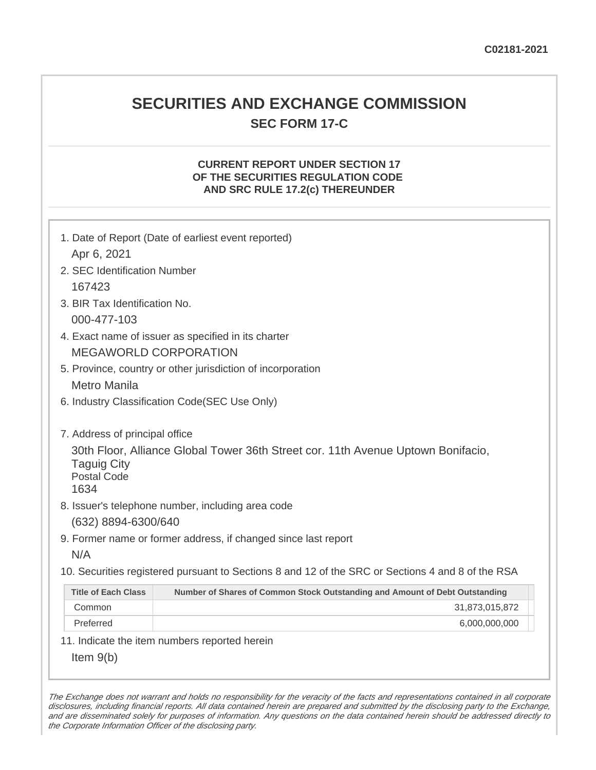C02181-2021

# SECURITIES AND EXCHANGE COMMISSION

## SEC FORM 17-C

### CURRENT REPORT UNDER SECTION 17 OF THE SECURITIES REGULATION CODE AND SRC RULE 17.2(c) THEREUNDER

1. Date of Report (Date of earliest event reported)

   Apr 6, 2021

2. SEC Identification Number

   167423

3. BIR Tax Identification No.

   000-477-103

4. Exact name of issuer as specified in its charter

   MEGAWORLD CORPORATION

5. Province, country or other jurisdiction of incorporation

   Metro Manila

6. Industry Classification Code(SEC Use Only)

7. Address of principal office

   30th Floor, Alliance Global Tower 36th Street cor. 11th Avenue Uptown Bonifacio, Taguig City
   Postal Code
   1634

8. Issuer's telephone number, including area code

   (632) 8894-6300/640

9. Former name or former address, if changed since last report

   N/A

10. Securities registered pursuant to Sections 8 and 12 of the SRC or Sections 4 and 8 of the RSA

| Title of Each Class | Number of Shares of Common Stock Outstanding and Amount of Debt Outstanding |
|---|---|
| Common | 31,873,015,872 |
| Preferred | 6,000,000,000 |

11. Indicate the item numbers reported herein

    Item 9(b)

*The Exchange does not warrant and holds no responsibility for the veracity of the facts and representations contained in all corporate disclosures, including financial reports. All data contained herein are prepared and submitted by the disclosing party to the Exchange, and are disseminated solely for purposes of information. Any questions on the data contained herein should be addressed directly to the Corporate Information Officer of the disclosing party.*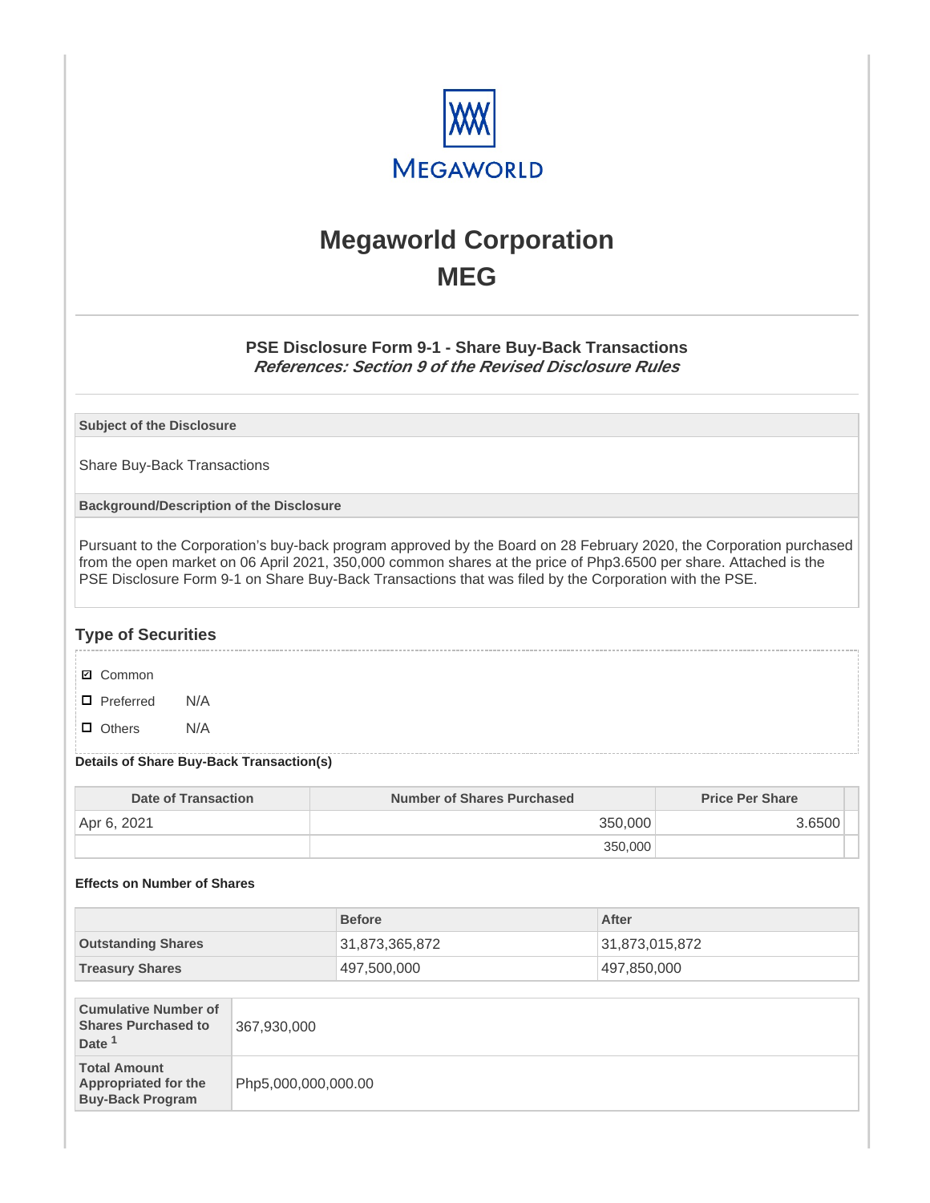# Megaworld Corporation
# MEG

### PSE Disclosure Form 9-1 - Share Buy-Back Transactions
***References: Section 9 of the Revised Disclosure Rules***

| Subject of the Disclosure |
|---|
| Share Buy-Back Transactions |

| Background/Description of the Disclosure |
|---|
| Pursuant to the Corporation's buy-back program approved by the Board on 28 February 2020, the Corporation purchased from the open market on 06 April 2021, 350,000 common shares at the price of Php3.6500 per share. Attached is the PSE Disclosure Form 9-1 on Share Buy-Back Transactions that was filed by the Corporation with the PSE. |

## Type of Securities

- ☑ Common
- ☐ Preferred N/A
- ☐ Others N/A

**Details of Share Buy-Back Transaction(s)**

| Date of Transaction | Number of Shares Purchased | Price Per Share |
|---|---|---|
| Apr 6, 2021 | 350,000 | 3.6500 |
| | 350,000 | |

**Effects on Number of Shares**

| | Before | After |
|---|---|---|
| **Outstanding Shares** | 31,873,365,872 | 31,873,015,872 |
| **Treasury Shares** | 497,500,000 | 497,850,000 |

| | |
|---|---|
| **Cumulative Number of Shares Purchased to Date [1]** | 367,930,000 |
| **Total Amount Appropriated for the Buy-Back Program** | Php5,000,000,000.00 |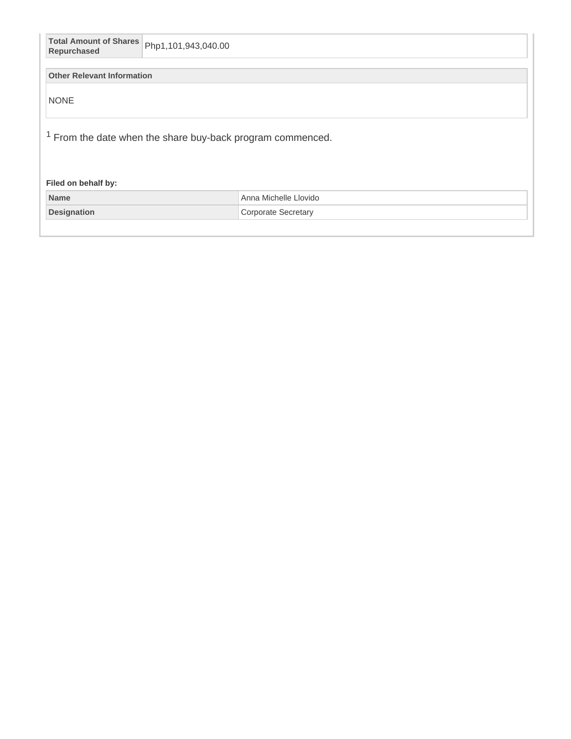| | |
|---|---|
| **Total Amount of Shares Repurchased** | Php1,101,943,040.00 |

| **Other Relevant Information** |
|---|
| NONE |

[1] From the date when the share buy-back program commenced.

**Filed on behalf by:**

| | |
|---|---|
| **Name** | Anna Michelle Llovido |
| **Designation** | Corporate Secretary |